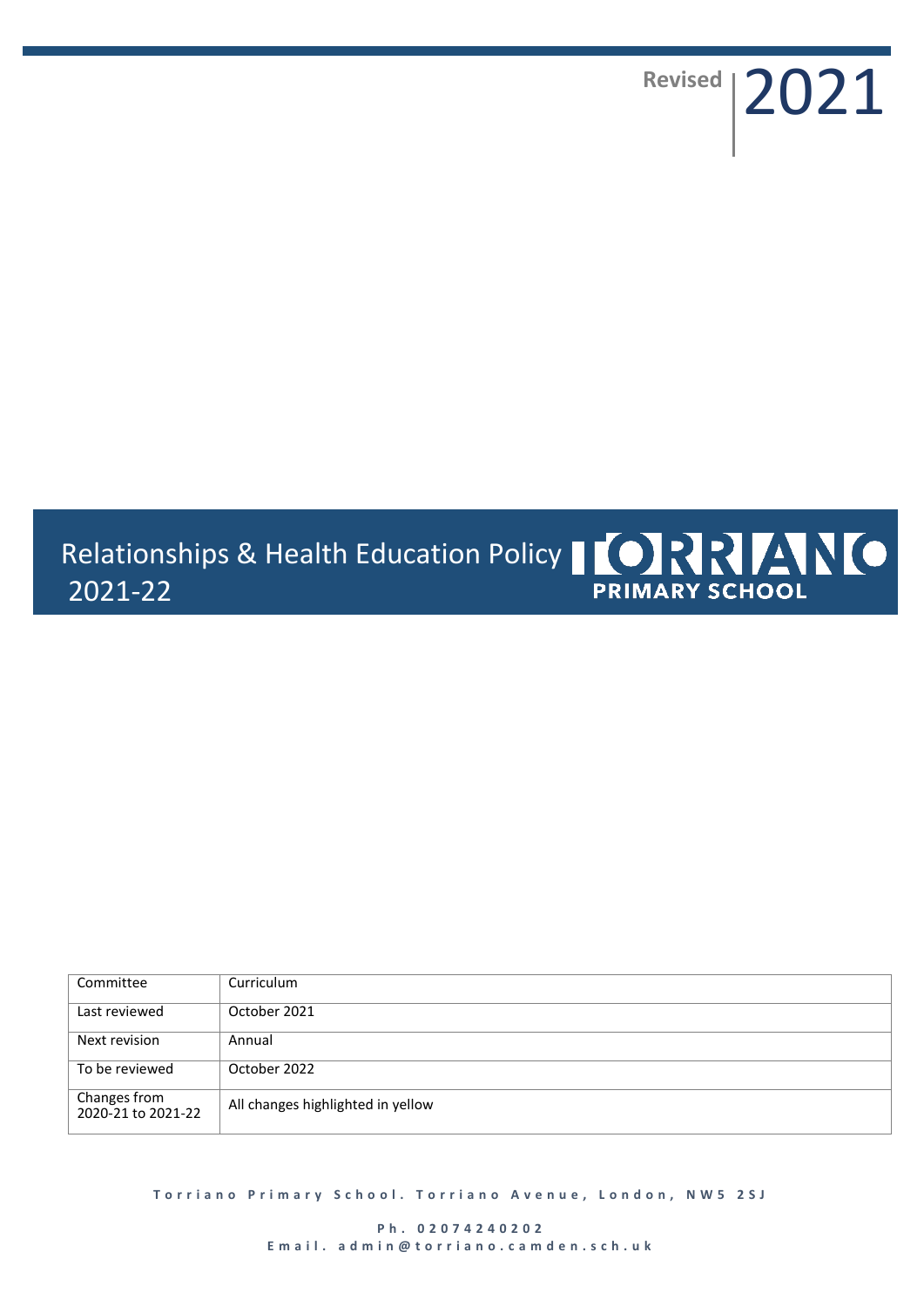Revised 2021

# Relationships & Health Education Policy 2021-22

TORRIANO PRIMARY SCHOOL

| Committee | Curriculum |
| --- | --- |
| Last reviewed | October 2021 |
| Next revision | Annual |
| To be reviewed | October 2022 |
| Changes from 2020-21 to 2021-22 | All changes highlighted in yellow |

Torriano Primary School. Torriano Avenue, London, NW5 2SJ

Ph. 02074240202
Email. admin@torriano.camden.sch.uk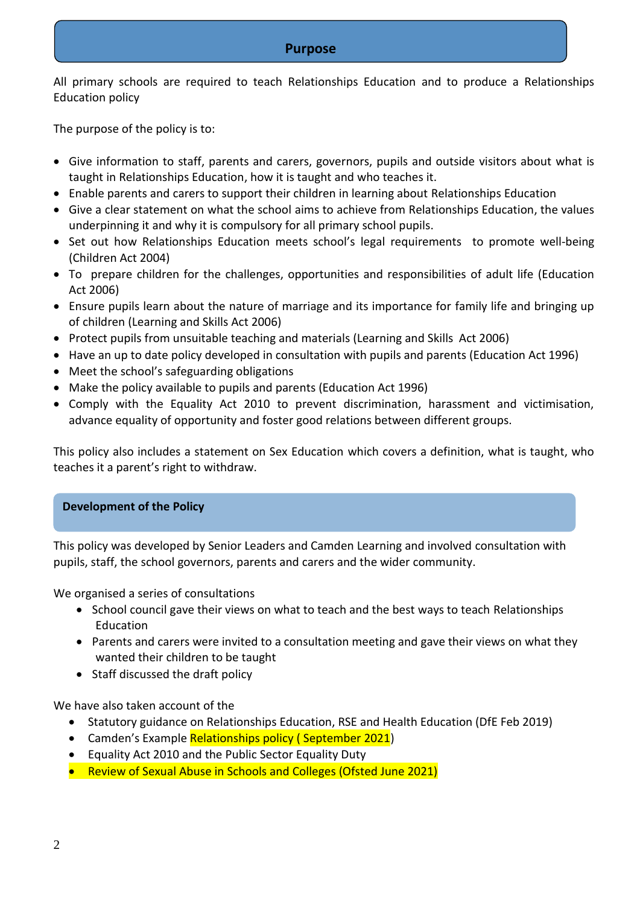## Purpose

All primary schools are required to teach Relationships Education and to produce a Relationships Education policy

The purpose of the policy is to:

- Give information to staff, parents and carers, governors, pupils and outside visitors about what is taught in Relationships Education, how it is taught and who teaches it.
- Enable parents and carers to support their children in learning about Relationships Education
- Give a clear statement on what the school aims to achieve from Relationships Education, the values underpinning it and why it is compulsory for all primary school pupils.
- Set out how Relationships Education meets school's legal requirements to promote well-being (Children Act 2004)
- To prepare children for the challenges, opportunities and responsibilities of adult life (Education Act 2006)
- Ensure pupils learn about the nature of marriage and its importance for family life and bringing up of children (Learning and Skills Act 2006)
- Protect pupils from unsuitable teaching and materials (Learning and Skills Act 2006)
- Have an up to date policy developed in consultation with pupils and parents (Education Act 1996)
- Meet the school's safeguarding obligations
- Make the policy available to pupils and parents (Education Act 1996)
- Comply with the Equality Act 2010 to prevent discrimination, harassment and victimisation, advance equality of opportunity and foster good relations between different groups.

This policy also includes a statement on Sex Education which covers a definition, what is taught, who teaches it a parent's right to withdraw.

## Development of the Policy

This policy was developed by Senior Leaders and Camden Learning and involved consultation with pupils, staff, the school governors, parents and carers and the wider community.

We organised a series of consultations

- School council gave their views on what to teach and the best ways to teach Relationships Education
- Parents and carers were invited to a consultation meeting and gave their views on what they wanted their children to be taught
- Staff discussed the draft policy

We have also taken account of the

- Statutory guidance on Relationships Education, RSE and Health Education (DfE Feb 2019)
- Camden's Example Relationships policy ( September 2021)
- Equality Act 2010 and the Public Sector Equality Duty
- Review of Sexual Abuse in Schools and Colleges (Ofsted June 2021)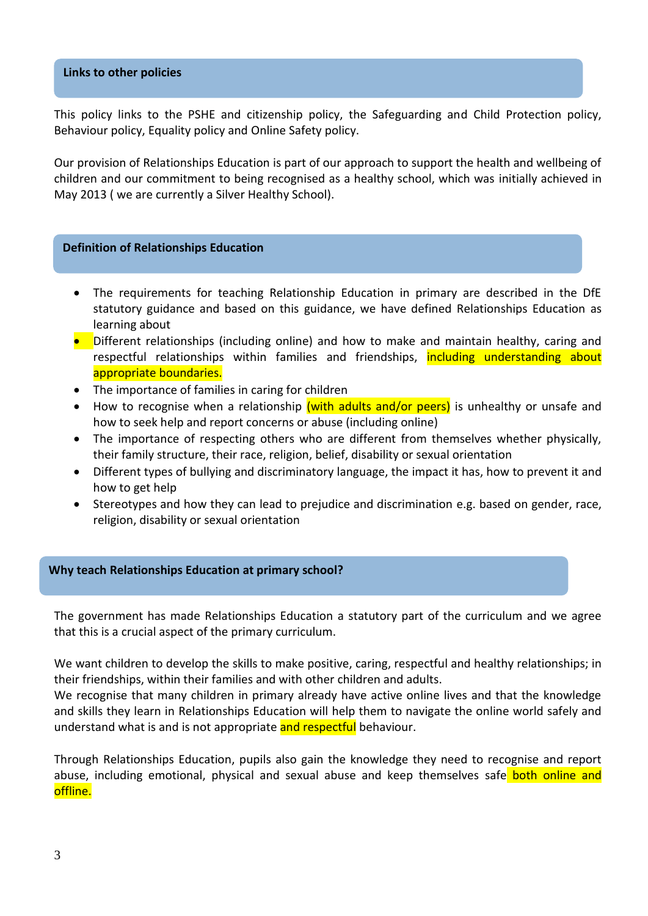## Links to other policies

This policy links to the PSHE and citizenship policy, the Safeguarding and Child Protection policy, Behaviour policy, Equality policy and Online Safety policy.

Our provision of Relationships Education is part of our approach to support the health and wellbeing of children and our commitment to being recognised as a healthy school, which was initially achieved in May 2013 ( we are currently a Silver Healthy School).

## Definition of Relationships Education

- The requirements for teaching Relationship Education in primary are described in the DfE statutory guidance and based on this guidance, we have defined Relationships Education as learning about
- Different relationships (including online) and how to make and maintain healthy, caring and respectful relationships within families and friendships, including understanding about appropriate boundaries.
- The importance of families in caring for children
- How to recognise when a relationship (with adults and/or peers) is unhealthy or unsafe and how to seek help and report concerns or abuse (including online)
- The importance of respecting others who are different from themselves whether physically, their family structure, their race, religion, belief, disability or sexual orientation
- Different types of bullying and discriminatory language, the impact it has, how to prevent it and how to get help
- Stereotypes and how they can lead to prejudice and discrimination e.g. based on gender, race, religion, disability or sexual orientation

## Why teach Relationships Education at primary school?

The government has made Relationships Education a statutory part of the curriculum and we agree that this is a crucial aspect of the primary curriculum.

We want children to develop the skills to make positive, caring, respectful and healthy relationships; in their friendships, within their families and with other children and adults.
We recognise that many children in primary already have active online lives and that the knowledge and skills they learn in Relationships Education will help them to navigate the online world safely and understand what is and is not appropriate and respectful behaviour.

Through Relationships Education, pupils also gain the knowledge they need to recognise and report abuse, including emotional, physical and sexual abuse and keep themselves safe both online and offline.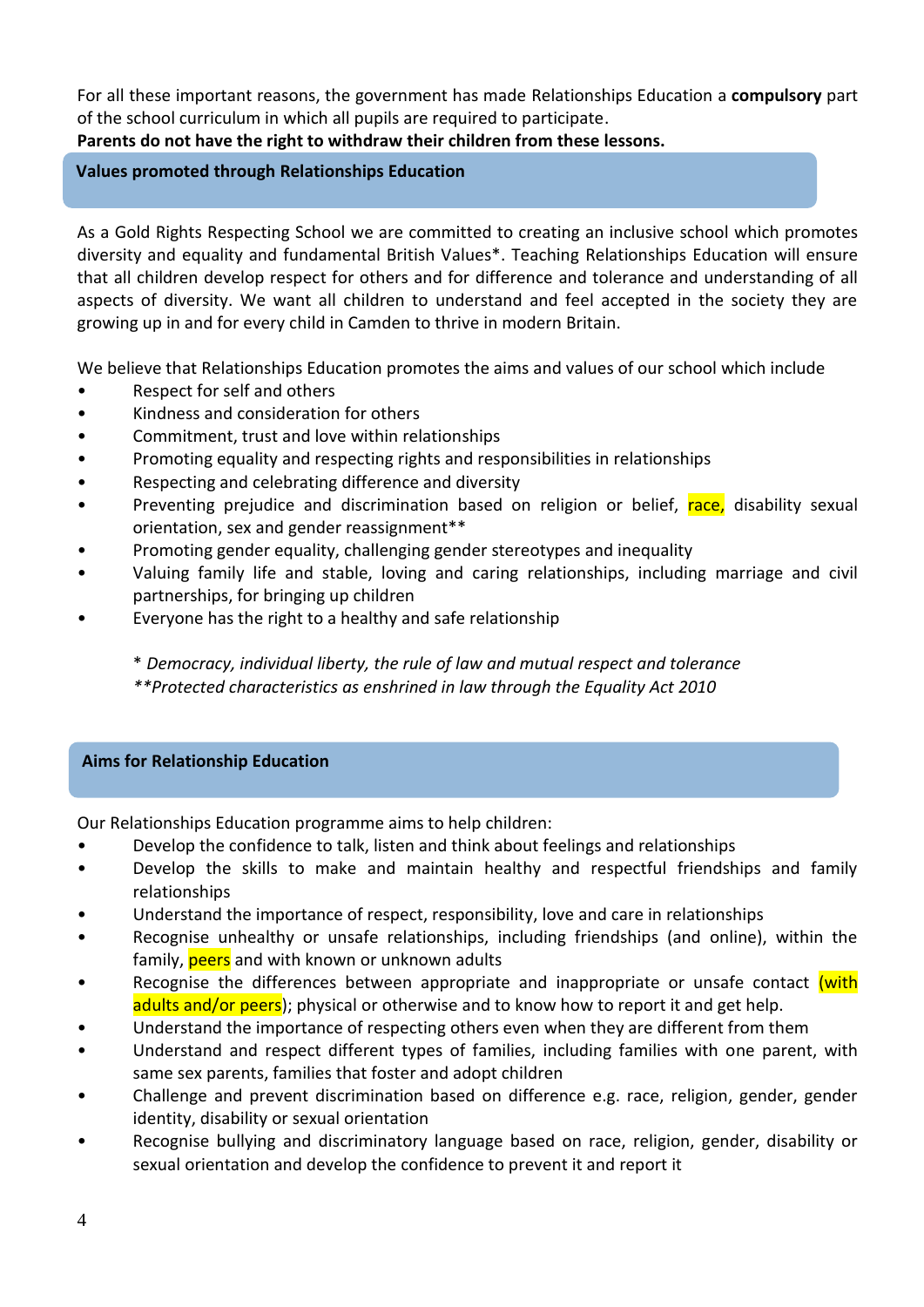For all these important reasons, the government has made Relationships Education a **compulsory** part of the school curriculum in which all pupils are required to participate.
**Parents do not have the right to withdraw their children from these lessons.**

## Values promoted through Relationships Education

As a Gold Rights Respecting School we are committed to creating an inclusive school which promotes diversity and equality and fundamental British Values*. Teaching Relationships Education will ensure that all children develop respect for others and for difference and tolerance and understanding of all aspects of diversity. We want all children to understand and feel accepted in the society they are growing up in and for every child in Camden to thrive in modern Britain.

We believe that Relationships Education promotes the aims and values of our school which include

- Respect for self and others
- Kindness and consideration for others
- Commitment, trust and love within relationships
- Promoting equality and respecting rights and responsibilities in relationships
- Respecting and celebrating difference and diversity
- Preventing prejudice and discrimination based on religion or belief, race, disability sexual orientation, sex and gender reassignment**
- Promoting gender equality, challenging gender stereotypes and inequality
- Valuing family life and stable, loving and caring relationships, including marriage and civil partnerships, for bringing up children
- Everyone has the right to a healthy and safe relationship

*\* Democracy, individual liberty, the rule of law and mutual respect and tolerance*
*\*\*Protected characteristics as enshrined in law through the Equality Act 2010*

## Aims for Relationship Education

Our Relationships Education programme aims to help children:

- Develop the confidence to talk, listen and think about feelings and relationships
- Develop the skills to make and maintain healthy and respectful friendships and family relationships
- Understand the importance of respect, responsibility, love and care in relationships
- Recognise unhealthy or unsafe relationships, including friendships (and online), within the family, peers and with known or unknown adults
- Recognise the differences between appropriate and inappropriate or unsafe contact (with adults and/or peers); physical or otherwise and to know how to report it and get help.
- Understand the importance of respecting others even when they are different from them
- Understand and respect different types of families, including families with one parent, with same sex parents, families that foster and adopt children
- Challenge and prevent discrimination based on difference e.g. race, religion, gender, gender identity, disability or sexual orientation
- Recognise bullying and discriminatory language based on race, religion, gender, disability or sexual orientation and develop the confidence to prevent it and report it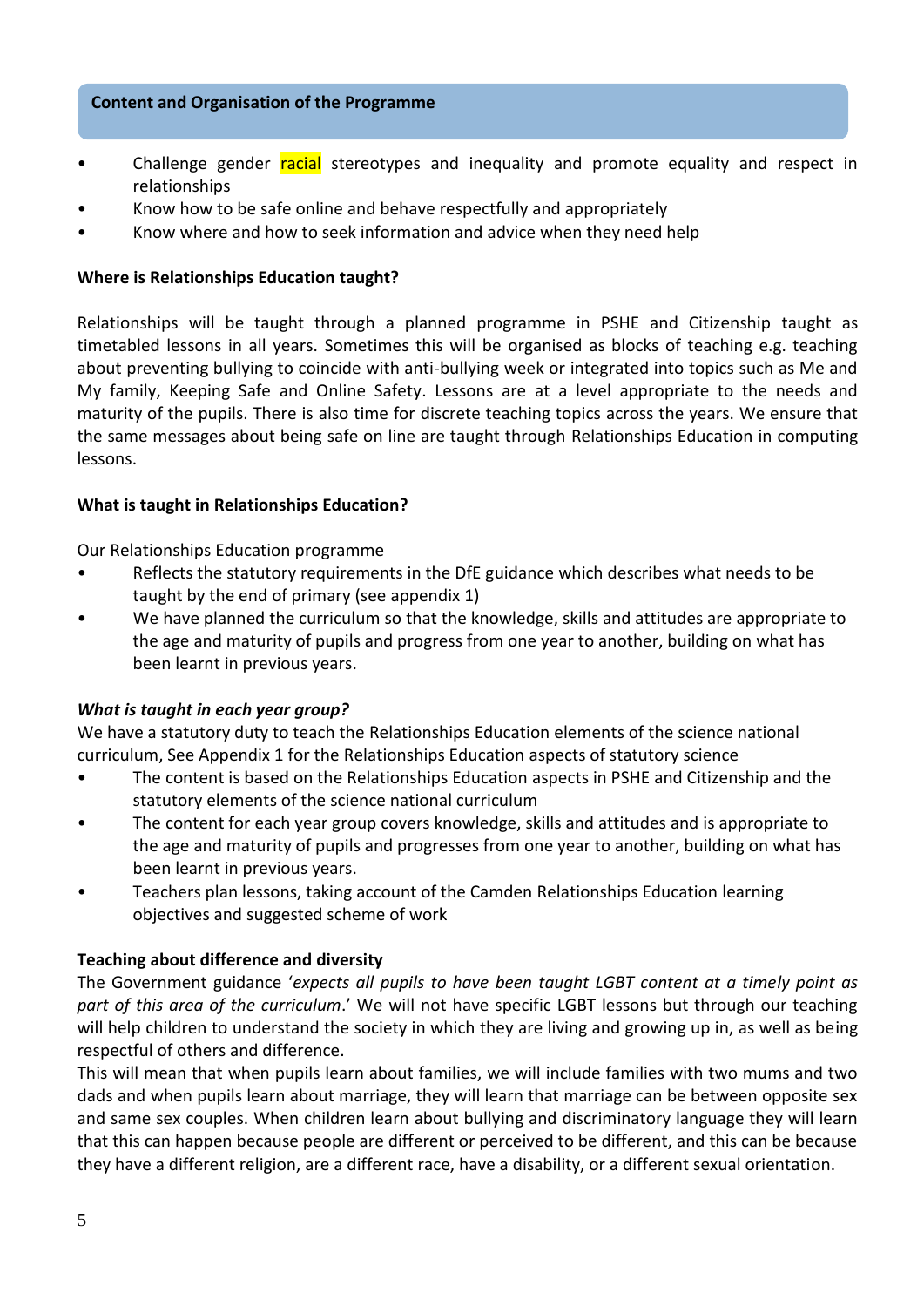## Content and Organisation of the Programme

- Challenge gender racial stereotypes and inequality and promote equality and respect in relationships
- Know how to be safe online and behave respectfully and appropriately
- Know where and how to seek information and advice when they need help

**Where is Relationships Education taught?**

Relationships will be taught through a planned programme in PSHE and Citizenship taught as timetabled lessons in all years. Sometimes this will be organised as blocks of teaching e.g. teaching about preventing bullying to coincide with anti-bullying week or integrated into topics such as Me and My family, Keeping Safe and Online Safety. Lessons are at a level appropriate to the needs and maturity of the pupils. There is also time for discrete teaching topics across the years. We ensure that the same messages about being safe on line are taught through Relationships Education in computing lessons.

**What is taught in Relationships Education?**

Our Relationships Education programme

- Reflects the statutory requirements in the DfE guidance which describes what needs to be taught by the end of primary (see appendix 1)
- We have planned the curriculum so that the knowledge, skills and attitudes are appropriate to the age and maturity of pupils and progress from one year to another, building on what has been learnt in previous years.

***What is taught in each year group?***

We have a statutory duty to teach the Relationships Education elements of the science national curriculum, See Appendix 1 for the Relationships Education aspects of statutory science

- The content is based on the Relationships Education aspects in PSHE and Citizenship and the statutory elements of the science national curriculum
- The content for each year group covers knowledge, skills and attitudes and is appropriate to the age and maturity of pupils and progresses from one year to another, building on what has been learnt in previous years.
- Teachers plan lessons, taking account of the Camden Relationships Education learning objectives and suggested scheme of work

**Teaching about difference and diversity**

The Government guidance '*expects all pupils to have been taught LGBT content at a timely point as part of this area of the curriculum*.' We will not have specific LGBT lessons but through our teaching will help children to understand the society in which they are living and growing up in, as well as being respectful of others and difference.

This will mean that when pupils learn about families, we will include families with two mums and two dads and when pupils learn about marriage, they will learn that marriage can be between opposite sex and same sex couples. When children learn about bullying and discriminatory language they will learn that this can happen because people are different or perceived to be different, and this can be because they have a different religion, are a different race, have a disability, or a different sexual orientation.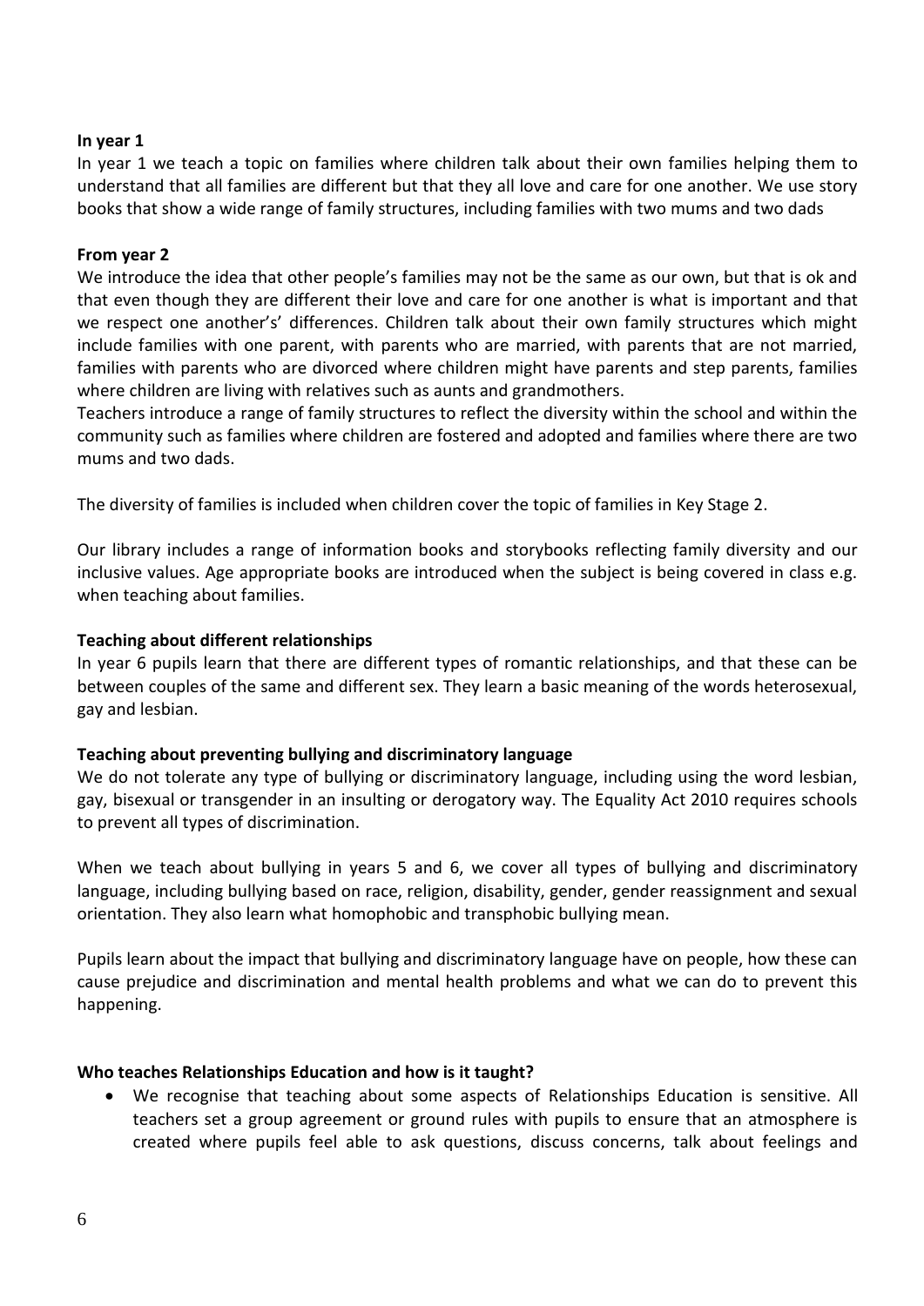**In year 1**

In year 1 we teach a topic on families where children talk about their own families helping them to understand that all families are different but that they all love and care for one another. We use story books that show a wide range of family structures, including families with two mums and two dads

**From year 2**

We introduce the idea that other people's families may not be the same as our own, but that is ok and that even though they are different their love and care for one another is what is important and that we respect one another's' differences. Children talk about their own family structures which might include families with one parent, with parents who are married, with parents that are not married, families with parents who are divorced where children might have parents and step parents, families where children are living with relatives such as aunts and grandmothers.

Teachers introduce a range of family structures to reflect the diversity within the school and within the community such as families where children are fostered and adopted and families where there are two mums and two dads.

The diversity of families is included when children cover the topic of families in Key Stage 2.

Our library includes a range of information books and storybooks reflecting family diversity and our inclusive values. Age appropriate books are introduced when the subject is being covered in class e.g. when teaching about families.

**Teaching about different relationships**

In year 6 pupils learn that there are different types of romantic relationships, and that these can be between couples of the same and different sex. They learn a basic meaning of the words heterosexual, gay and lesbian.

**Teaching about preventing bullying and discriminatory language**

We do not tolerate any type of bullying or discriminatory language, including using the word lesbian, gay, bisexual or transgender in an insulting or derogatory way. The Equality Act 2010 requires schools to prevent all types of discrimination.

When we teach about bullying in years 5 and 6, we cover all types of bullying and discriminatory language, including bullying based on race, religion, disability, gender, gender reassignment and sexual orientation. They also learn what homophobic and transphobic bullying mean.

Pupils learn about the impact that bullying and discriminatory language have on people, how these can cause prejudice and discrimination and mental health problems and what we can do to prevent this happening.

**Who teaches Relationships Education and how is it taught?**

- We recognise that teaching about some aspects of Relationships Education is sensitive. All teachers set a group agreement or ground rules with pupils to ensure that an atmosphere is created where pupils feel able to ask questions, discuss concerns, talk about feelings and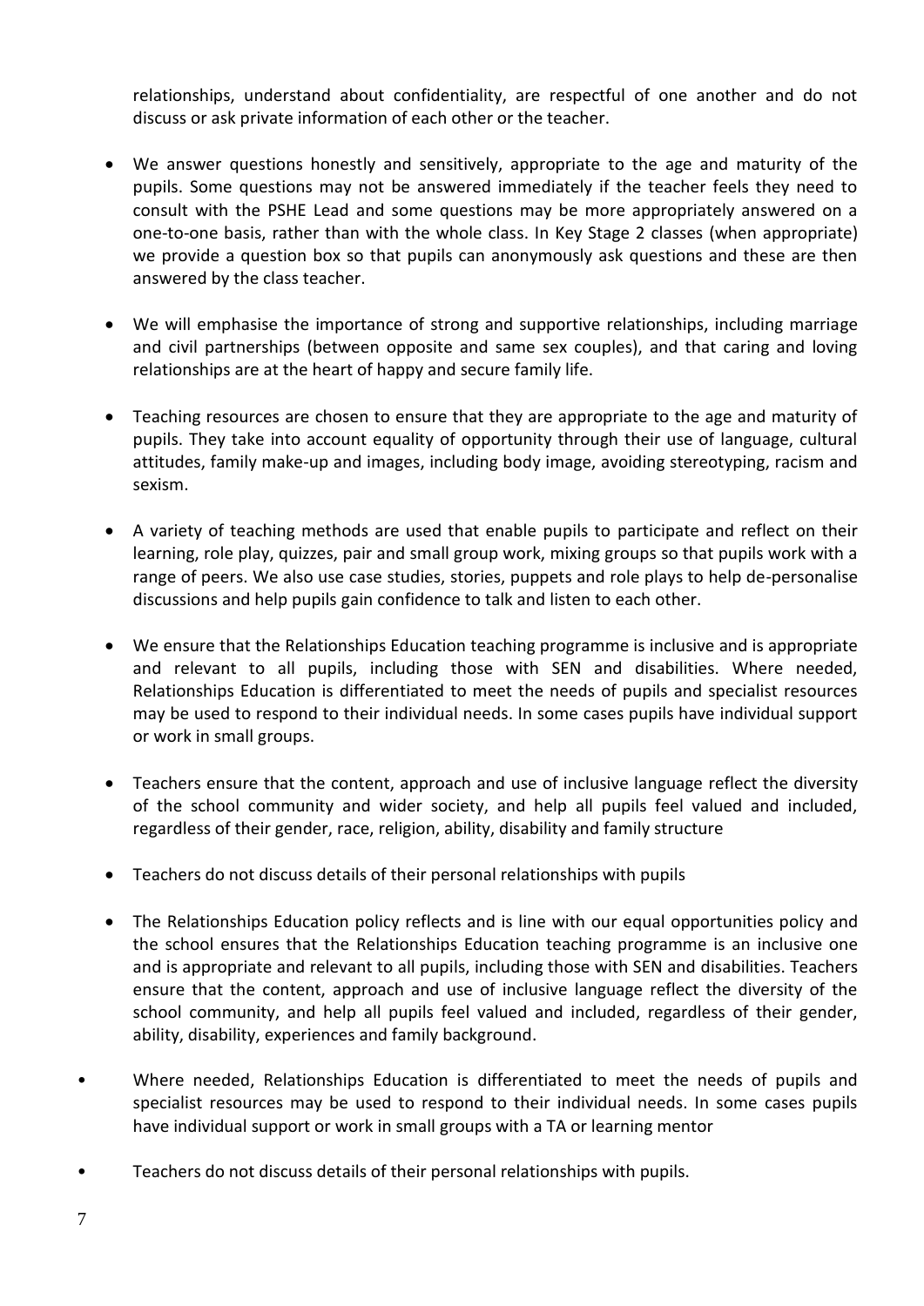relationships, understand about confidentiality, are respectful of one another and do not discuss or ask private information of each other or the teacher.

- We answer questions honestly and sensitively, appropriate to the age and maturity of the pupils. Some questions may not be answered immediately if the teacher feels they need to consult with the PSHE Lead and some questions may be more appropriately answered on a one-to-one basis, rather than with the whole class. In Key Stage 2 classes (when appropriate) we provide a question box so that pupils can anonymously ask questions and these are then answered by the class teacher.

- We will emphasise the importance of strong and supportive relationships, including marriage and civil partnerships (between opposite and same sex couples), and that caring and loving relationships are at the heart of happy and secure family life.

- Teaching resources are chosen to ensure that they are appropriate to the age and maturity of pupils. They take into account equality of opportunity through their use of language, cultural attitudes, family make-up and images, including body image, avoiding stereotyping, racism and sexism.

- A variety of teaching methods are used that enable pupils to participate and reflect on their learning, role play, quizzes, pair and small group work, mixing groups so that pupils work with a range of peers. We also use case studies, stories, puppets and role plays to help de-personalise discussions and help pupils gain confidence to talk and listen to each other.

- We ensure that the Relationships Education teaching programme is inclusive and is appropriate and relevant to all pupils, including those with SEN and disabilities. Where needed, Relationships Education is differentiated to meet the needs of pupils and specialist resources may be used to respond to their individual needs. In some cases pupils have individual support or work in small groups.

- Teachers ensure that the content, approach and use of inclusive language reflect the diversity of the school community and wider society, and help all pupils feel valued and included, regardless of their gender, race, religion, ability, disability and family structure

- Teachers do not discuss details of their personal relationships with pupils

- The Relationships Education policy reflects and is line with our equal opportunities policy and the school ensures that the Relationships Education teaching programme is an inclusive one and is appropriate and relevant to all pupils, including those with SEN and disabilities. Teachers ensure that the content, approach and use of inclusive language reflect the diversity of the school community, and help all pupils feel valued and included, regardless of their gender, ability, disability, experiences and family background.

- Where needed, Relationships Education is differentiated to meet the needs of pupils and specialist resources may be used to respond to their individual needs. In some cases pupils have individual support or work in small groups with a TA or learning mentor

- Teachers do not discuss details of their personal relationships with pupils.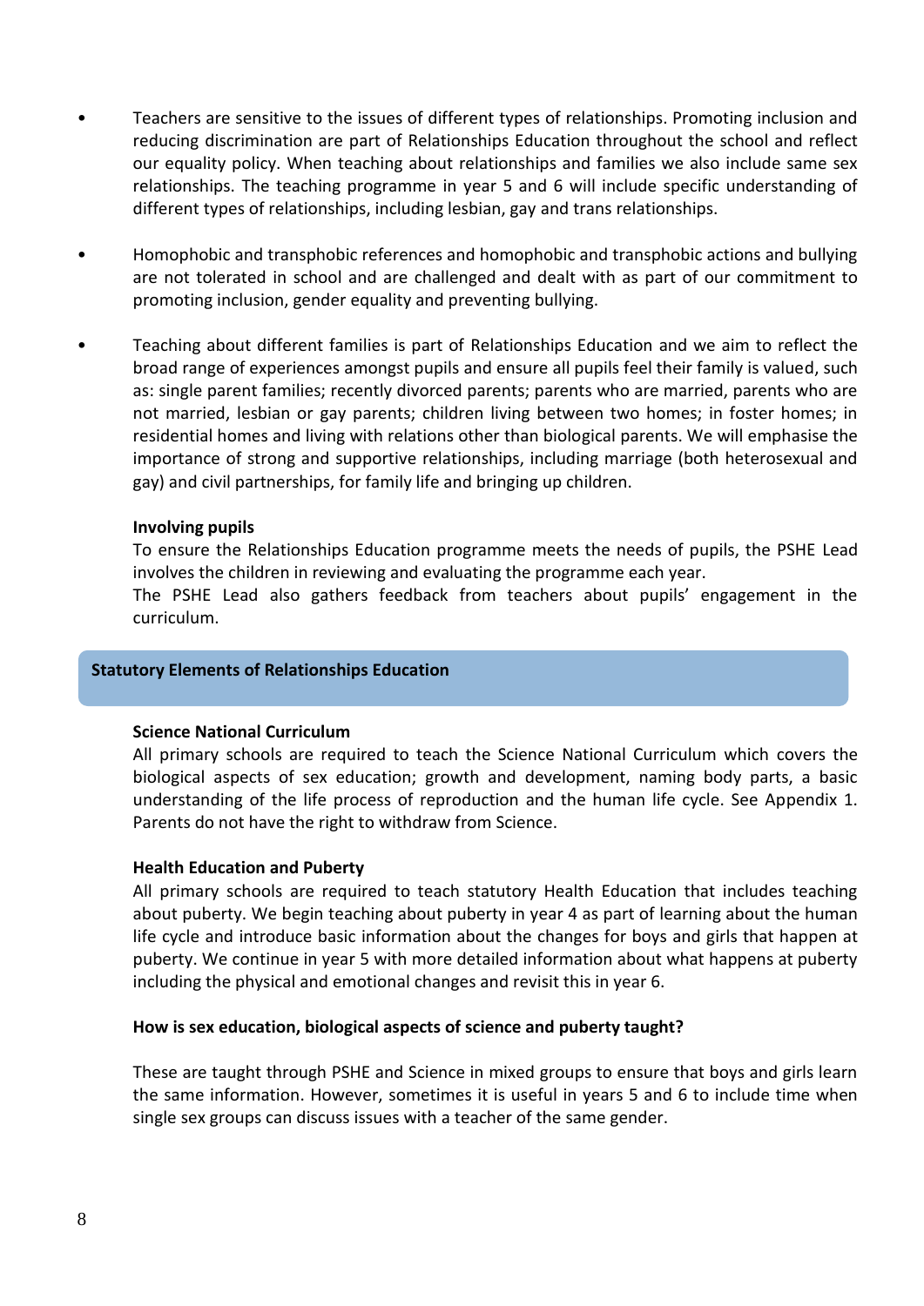- Teachers are sensitive to the issues of different types of relationships. Promoting inclusion and reducing discrimination are part of Relationships Education throughout the school and reflect our equality policy. When teaching about relationships and families we also include same sex relationships. The teaching programme in year 5 and 6 will include specific understanding of different types of relationships, including lesbian, gay and trans relationships.

- Homophobic and transphobic references and homophobic and transphobic actions and bullying are not tolerated in school and are challenged and dealt with as part of our commitment to promoting inclusion, gender equality and preventing bullying.

- Teaching about different families is part of Relationships Education and we aim to reflect the broad range of experiences amongst pupils and ensure all pupils feel their family is valued, such as: single parent families; recently divorced parents; parents who are married, parents who are not married, lesbian or gay parents; children living between two homes; in foster homes; in residential homes and living with relations other than biological parents. We will emphasise the importance of strong and supportive relationships, including marriage (both heterosexual and gay) and civil partnerships, for family life and bringing up children.

**Involving pupils**

To ensure the Relationships Education programme meets the needs of pupils, the PSHE Lead involves the children in reviewing and evaluating the programme each year.
The PSHE Lead also gathers feedback from teachers about pupils' engagement in the curriculum.

## Statutory Elements of Relationships Education

**Science National Curriculum**

All primary schools are required to teach the Science National Curriculum which covers the biological aspects of sex education; growth and development, naming body parts, a basic understanding of the life process of reproduction and the human life cycle. See Appendix 1. Parents do not have the right to withdraw from Science.

**Health Education and Puberty**

All primary schools are required to teach statutory Health Education that includes teaching about puberty. We begin teaching about puberty in year 4 as part of learning about the human life cycle and introduce basic information about the changes for boys and girls that happen at puberty. We continue in year 5 with more detailed information about what happens at puberty including the physical and emotional changes and revisit this in year 6.

**How is sex education, biological aspects of science and puberty taught?**

These are taught through PSHE and Science in mixed groups to ensure that boys and girls learn the same information. However, sometimes it is useful in years 5 and 6 to include time when single sex groups can discuss issues with a teacher of the same gender.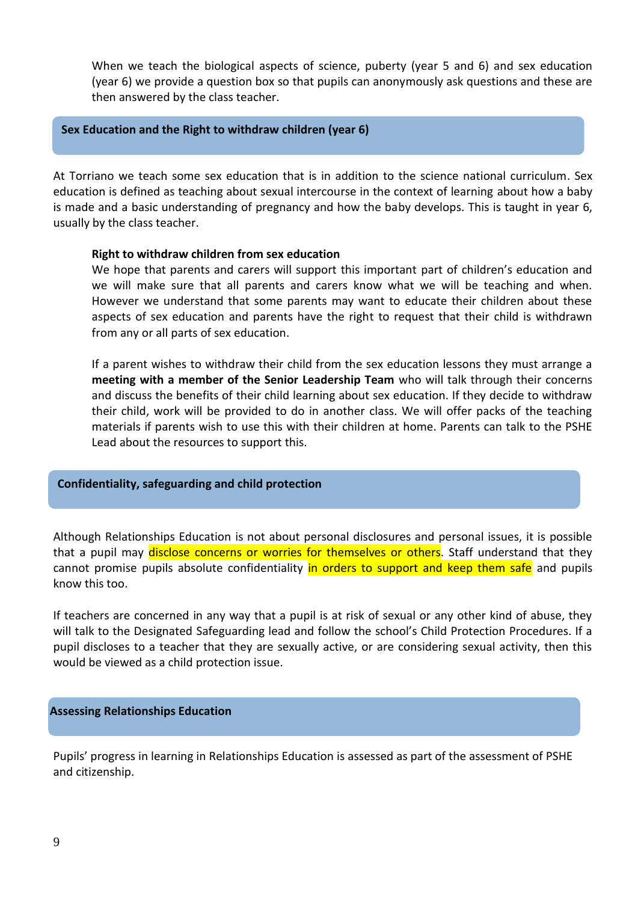When we teach the biological aspects of science, puberty (year 5 and 6) and sex education (year 6) we provide a question box so that pupils can anonymously ask questions and these are then answered by the class teacher.

## Sex Education and the Right to withdraw children (year 6)

At Torriano we teach some sex education that is in addition to the science national curriculum. Sex education is defined as teaching about sexual intercourse in the context of learning about how a baby is made and a basic understanding of pregnancy and how the baby develops. This is taught in year 6, usually by the class teacher.

### Right to withdraw children from sex education

We hope that parents and carers will support this important part of children's education and we will make sure that all parents and carers know what we will be teaching and when. However we understand that some parents may want to educate their children about these aspects of sex education and parents have the right to request that their child is withdrawn from any or all parts of sex education.

If a parent wishes to withdraw their child from the sex education lessons they must arrange a **meeting with a member of the Senior Leadership Team** who will talk through their concerns and discuss the benefits of their child learning about sex education. If they decide to withdraw their child, work will be provided to do in another class. We will offer packs of the teaching materials if parents wish to use this with their children at home. Parents can talk to the PSHE Lead about the resources to support this.

## Confidentiality, safeguarding and child protection

Although Relationships Education is not about personal disclosures and personal issues, it is possible that a pupil may disclose concerns or worries for themselves or others. Staff understand that they cannot promise pupils absolute confidentiality in orders to support and keep them safe and pupils know this too.

If teachers are concerned in any way that a pupil is at risk of sexual or any other kind of abuse, they will talk to the Designated Safeguarding lead and follow the school's Child Protection Procedures. If a pupil discloses to a teacher that they are sexually active, or are considering sexual activity, then this would be viewed as a child protection issue.

## Assessing Relationships Education

Pupils' progress in learning in Relationships Education is assessed as part of the assessment of PSHE and citizenship.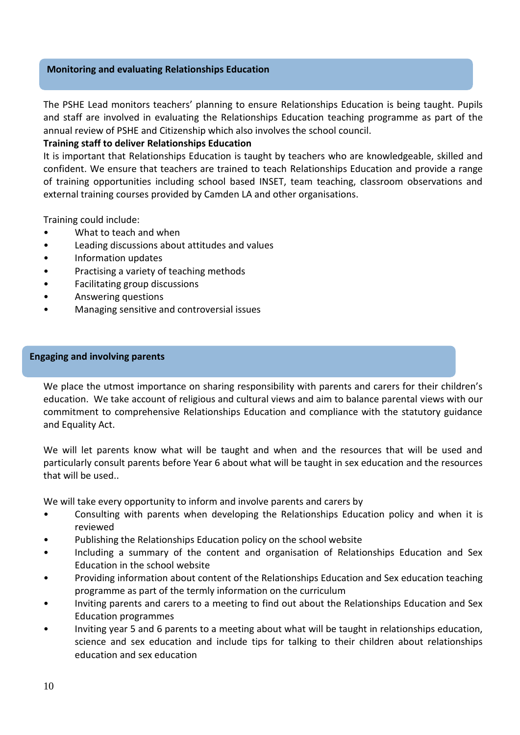## Monitoring and evaluating Relationships Education

The PSHE Lead monitors teachers' planning to ensure Relationships Education is being taught. Pupils and staff are involved in evaluating the Relationships Education teaching programme as part of the annual review of PSHE and Citizenship which also involves the school council.

**Training staff to deliver Relationships Education**

It is important that Relationships Education is taught by teachers who are knowledgeable, skilled and confident. We ensure that teachers are trained to teach Relationships Education and provide a range of training opportunities including school based INSET, team teaching, classroom observations and external training courses provided by Camden LA and other organisations.

Training could include:

- What to teach and when
- Leading discussions about attitudes and values
- Information updates
- Practising a variety of teaching methods
- Facilitating group discussions
- Answering questions
- Managing sensitive and controversial issues

## Engaging and involving parents

We place the utmost importance on sharing responsibility with parents and carers for their children's education. We take account of religious and cultural views and aim to balance parental views with our commitment to comprehensive Relationships Education and compliance with the statutory guidance and Equality Act.

We will let parents know what will be taught and when and the resources that will be used and particularly consult parents before Year 6 about what will be taught in sex education and the resources that will be used..

We will take every opportunity to inform and involve parents and carers by

- Consulting with parents when developing the Relationships Education policy and when it is reviewed
- Publishing the Relationships Education policy on the school website
- Including a summary of the content and organisation of Relationships Education and Sex Education in the school website
- Providing information about content of the Relationships Education and Sex education teaching programme as part of the termly information on the curriculum
- Inviting parents and carers to a meeting to find out about the Relationships Education and Sex Education programmes
- Inviting year 5 and 6 parents to a meeting about what will be taught in relationships education, science and sex education and include tips for talking to their children about relationships education and sex education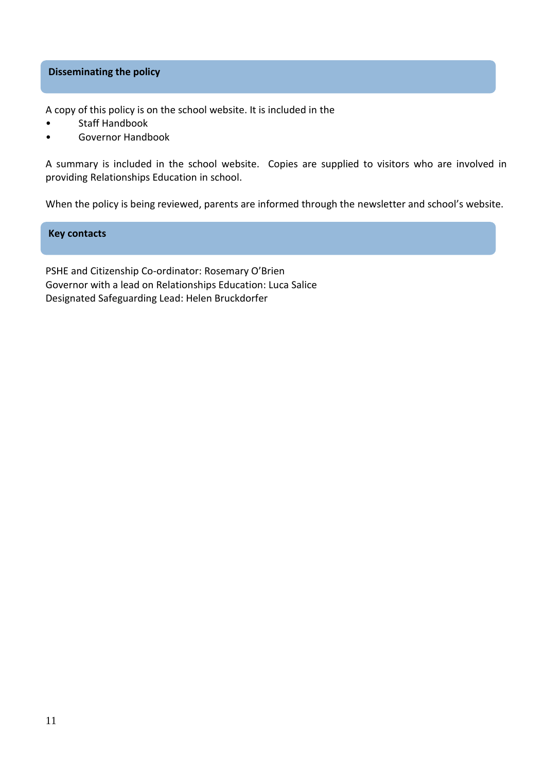## Disseminating the policy

A copy of this policy is on the school website. It is included in the

- Staff Handbook
- Governor Handbook

A summary is included in the school website. Copies are supplied to visitors who are involved in providing Relationships Education in school.

When the policy is being reviewed, parents are informed through the newsletter and school's website.

## Key contacts

PSHE and Citizenship Co-ordinator: Rosemary O'Brien
Governor with a lead on Relationships Education: Luca Salice
Designated Safeguarding Lead: Helen Bruckdorfer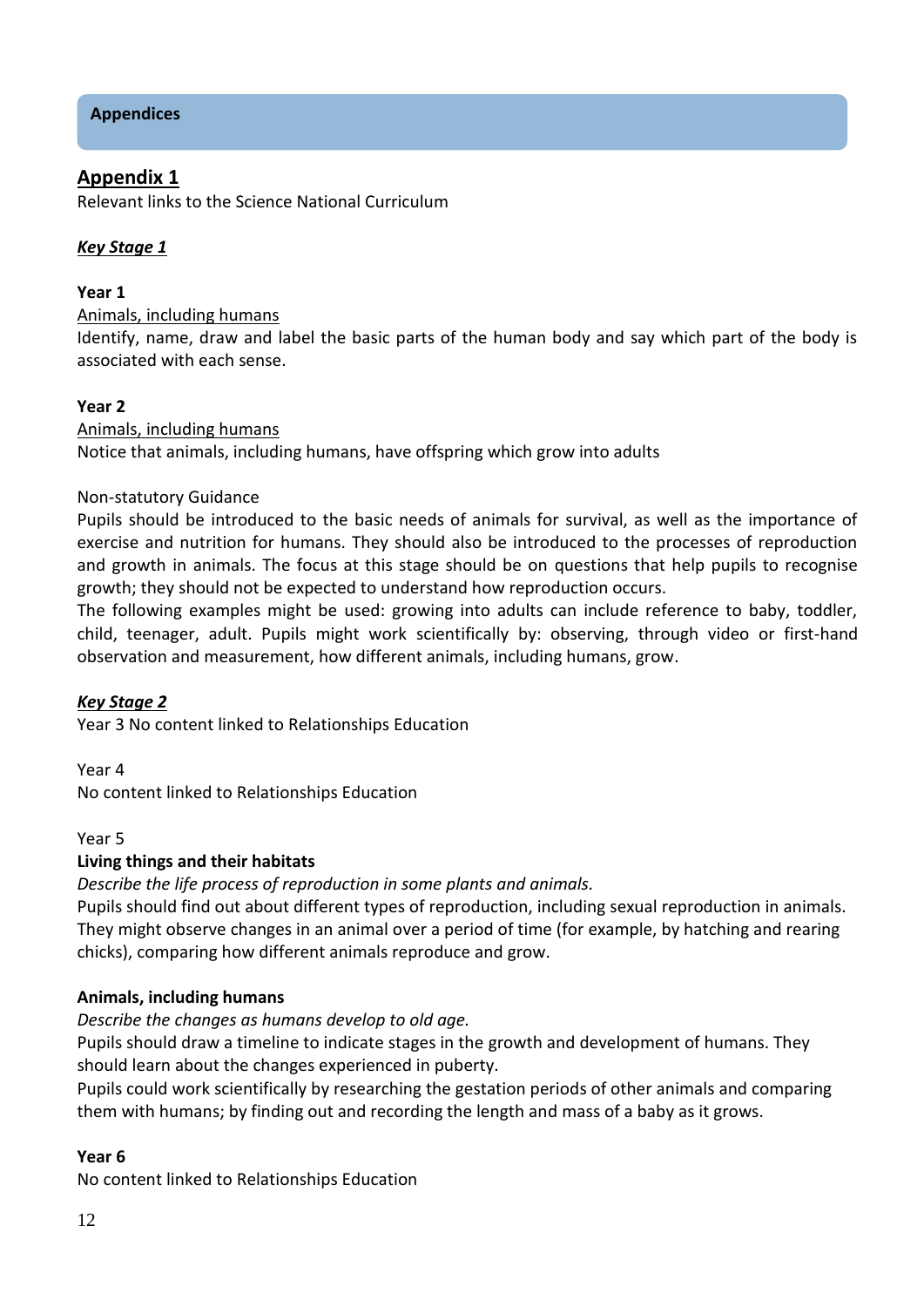## Appendices

### Appendix 1

Relevant links to the Science National Curriculum

***Key Stage 1***

**Year 1**

Animals, including humans

Identify, name, draw and label the basic parts of the human body and say which part of the body is associated with each sense.

**Year 2**

Animals, including humans

Notice that animals, including humans, have offspring which grow into adults

Non-statutory Guidance

Pupils should be introduced to the basic needs of animals for survival, as well as the importance of exercise and nutrition for humans. They should also be introduced to the processes of reproduction and growth in animals. The focus at this stage should be on questions that help pupils to recognise growth; they should not be expected to understand how reproduction occurs.

The following examples might be used: growing into adults can include reference to baby, toddler, child, teenager, adult. Pupils might work scientifically by: observing, through video or first-hand observation and measurement, how different animals, including humans, grow.

***Key Stage 2***

Year 3 No content linked to Relationships Education

Year 4

No content linked to Relationships Education

Year 5

**Living things and their habitats**

*Describe the life process of reproduction in some plants and animals.*

Pupils should find out about different types of reproduction, including sexual reproduction in animals. They might observe changes in an animal over a period of time (for example, by hatching and rearing chicks), comparing how different animals reproduce and grow.

**Animals, including humans**

*Describe the changes as humans develop to old age.*

Pupils should draw a timeline to indicate stages in the growth and development of humans. They should learn about the changes experienced in puberty.

Pupils could work scientifically by researching the gestation periods of other animals and comparing them with humans; by finding out and recording the length and mass of a baby as it grows.

**Year 6**

No content linked to Relationships Education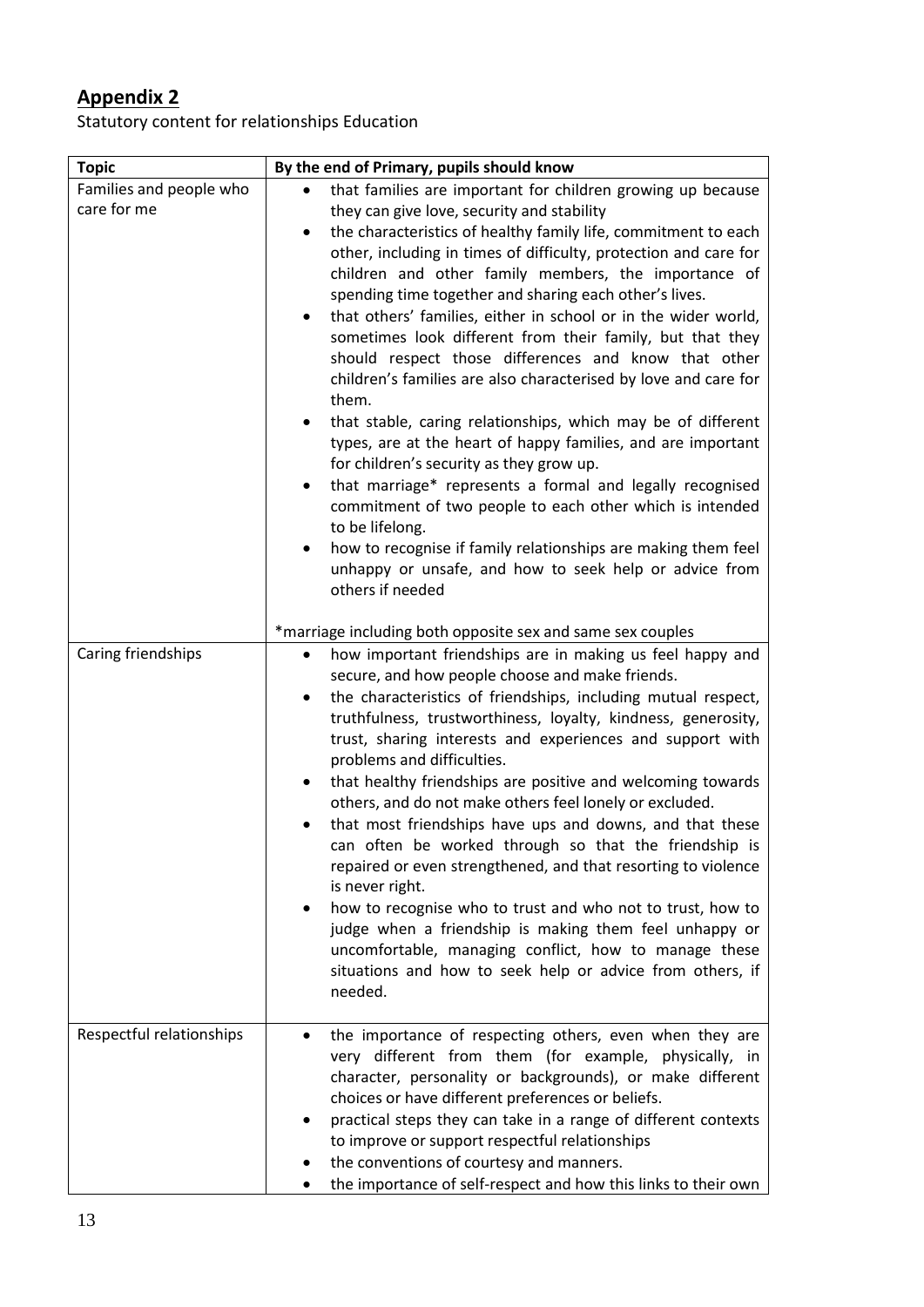## Appendix 2

Statutory content for relationships Education

| Topic | By the end of Primary, pupils should know |
| --- | --- |
| Families and people who care for me | • that families are important for children growing up because they can give love, security and stability<br>• the characteristics of healthy family life, commitment to each other, including in times of difficulty, protection and care for children and other family members, the importance of spending time together and sharing each other's lives.<br>• that others' families, either in school or in the wider world, sometimes look different from their family, but that they should respect those differences and know that other children's families are also characterised by love and care for them.<br>• that stable, caring relationships, which may be of different types, are at the heart of happy families, and are important for children's security as they grow up.<br>• that marriage* represents a formal and legally recognised commitment of two people to each other which is intended to be lifelong.<br>• how to recognise if family relationships are making them feel unhappy or unsafe, and how to seek help or advice from others if needed<br><br>*marriage including both opposite sex and same sex couples |
| Caring friendships | • how important friendships are in making us feel happy and secure, and how people choose and make friends.<br>• the characteristics of friendships, including mutual respect, truthfulness, trustworthiness, loyalty, kindness, generosity, trust, sharing interests and experiences and support with problems and difficulties.<br>• that healthy friendships are positive and welcoming towards others, and do not make others feel lonely or excluded.<br>• that most friendships have ups and downs, and that these can often be worked through so that the friendship is repaired or even strengthened, and that resorting to violence is never right.<br>• how to recognise who to trust and who not to trust, how to judge when a friendship is making them feel unhappy or uncomfortable, managing conflict, how to manage these situations and how to seek help or advice from others, if needed. |
| Respectful relationships | • the importance of respecting others, even when they are very different from them (for example, physically, in character, personality or backgrounds), or make different choices or have different preferences or beliefs.<br>• practical steps they can take in a range of different contexts to improve or support respectful relationships<br>• the conventions of courtesy and manners.<br>• the importance of self-respect and how this links to their own |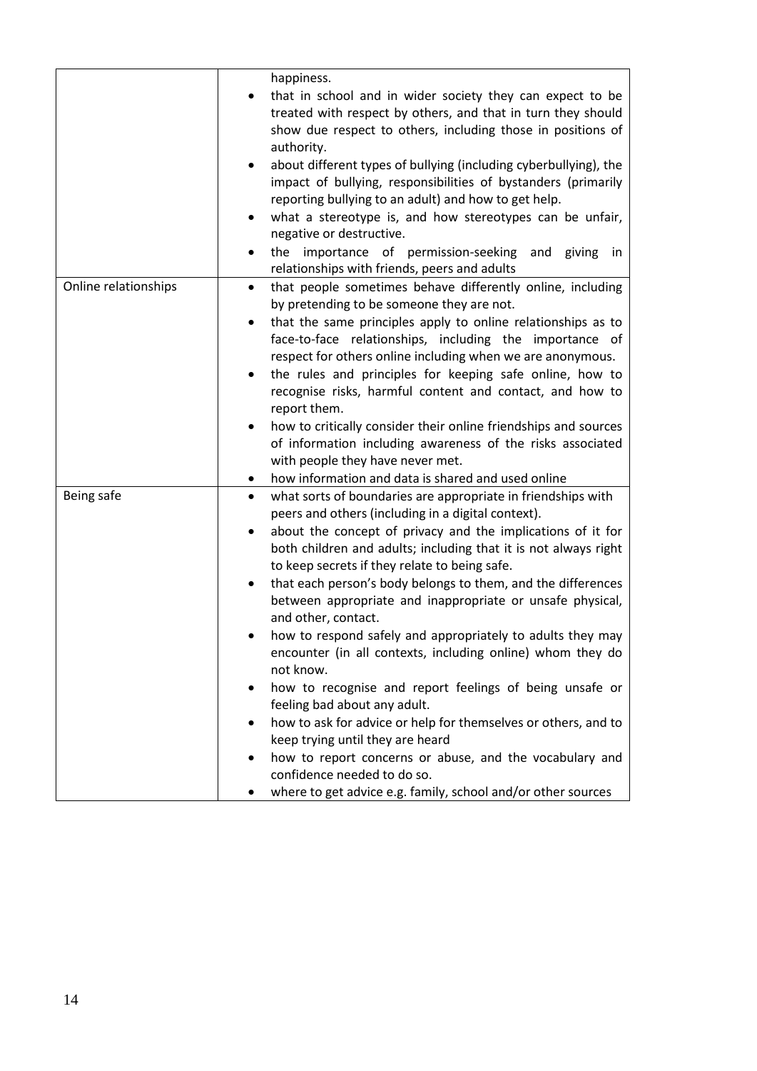| | |
|---|---|
| | happiness.<br>• that in school and in wider society they can expect to be treated with respect by others, and that in turn they should show due respect to others, including those in positions of authority.<br>• about different types of bullying (including cyberbullying), the impact of bullying, responsibilities of bystanders (primarily reporting bullying to an adult) and how to get help.<br>• what a stereotype is, and how stereotypes can be unfair, negative or destructive.<br>• the importance of permission-seeking and giving in relationships with friends, peers and adults |
| Online relationships | • that people sometimes behave differently online, including by pretending to be someone they are not.<br>• that the same principles apply to online relationships as to face-to-face relationships, including the importance of respect for others online including when we are anonymous.<br>• the rules and principles for keeping safe online, how to recognise risks, harmful content and contact, and how to report them.<br>• how to critically consider their online friendships and sources of information including awareness of the risks associated with people they have never met.<br>• how information and data is shared and used online |
| Being safe | • what sorts of boundaries are appropriate in friendships with peers and others (including in a digital context).<br>• about the concept of privacy and the implications of it for both children and adults; including that it is not always right to keep secrets if they relate to being safe.<br>• that each person's body belongs to them, and the differences between appropriate and inappropriate or unsafe physical, and other, contact.<br>• how to respond safely and appropriately to adults they may encounter (in all contexts, including online) whom they do not know.<br>• how to recognise and report feelings of being unsafe or feeling bad about any adult.<br>• how to ask for advice or help for themselves or others, and to keep trying until they are heard<br>• how to report concerns or abuse, and the vocabulary and confidence needed to do so.<br>• where to get advice e.g. family, school and/or other sources |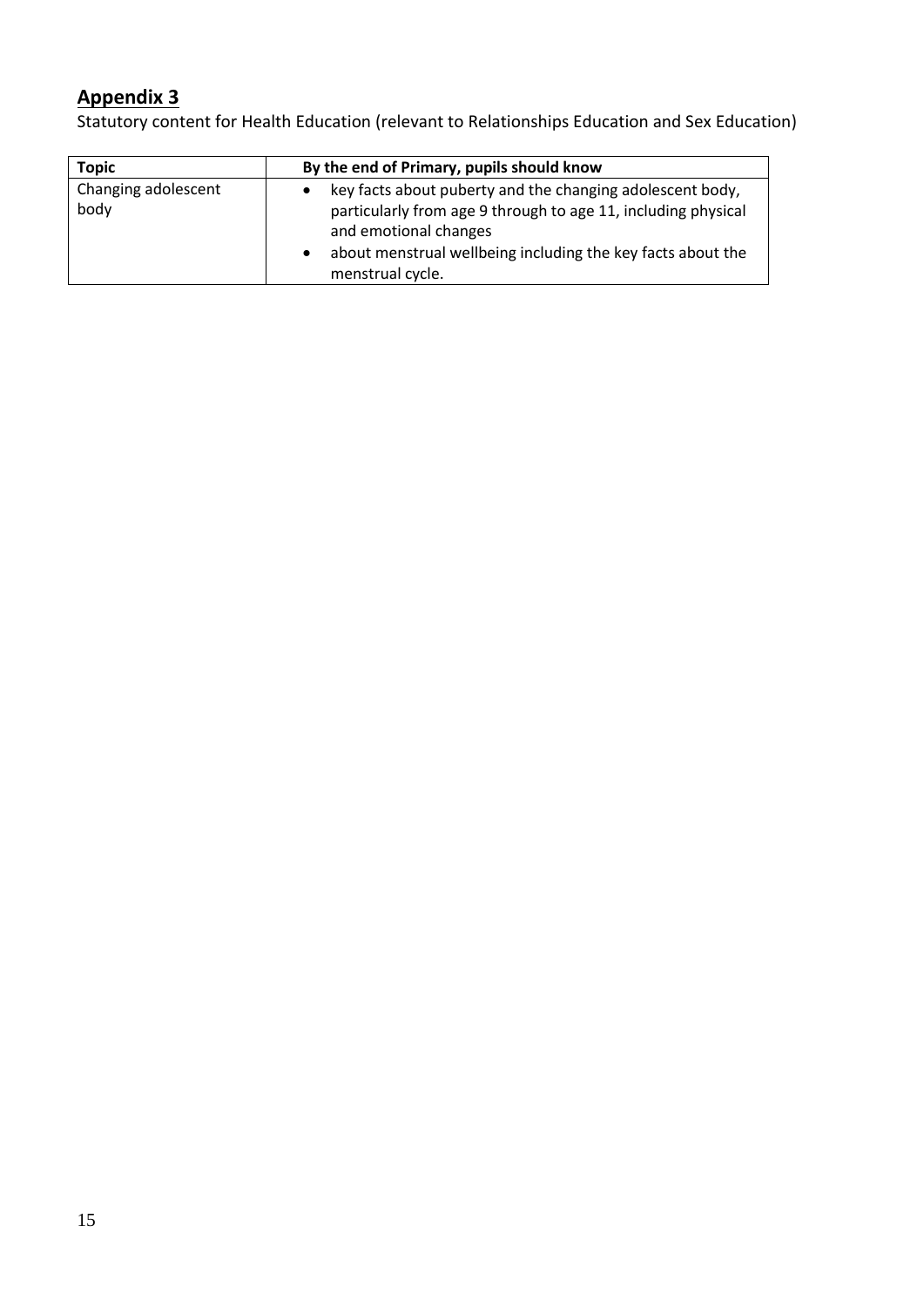## **Appendix 3**

Statutory content for Health Education (relevant to Relationships Education and Sex Education)

| Topic | By the end of Primary, pupils should know |
|---|---|
| Changing adolescent body | • key facts about puberty and the changing adolescent body, particularly from age 9 through to age 11, including physical and emotional changes<br>• about menstrual wellbeing including the key facts about the menstrual cycle. |